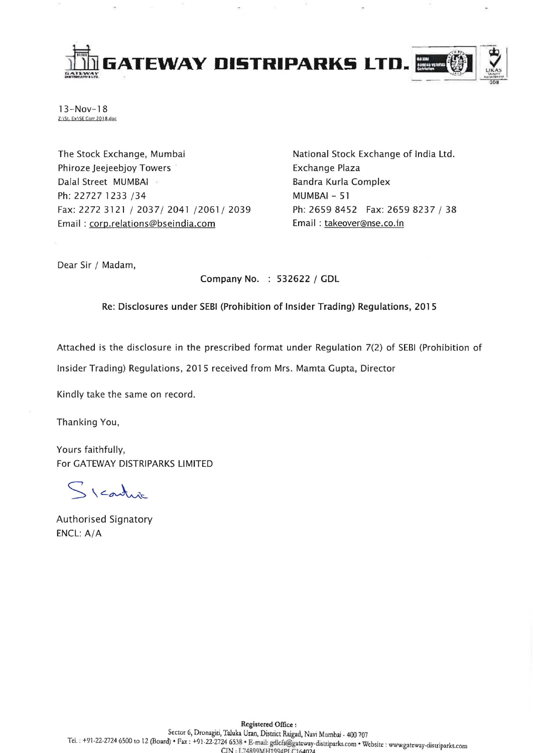# GATEWAY DISTRIPARKS LTD.

13-Nov-18
Z:\St. Ex\SE Corr 2018.doc

The Stock Exchange, Mumbai
Phiroze Jeejeebjoy Towers
Dalal Street MUMBAI
Ph: 22727 1233 /34
Fax: 2272 3121 / 2037/ 2041 /2061/ 2039
Email : corp.relations@bseindia.com

National Stock Exchange of India Ltd.
Exchange Plaza
Bandra Kurla Complex
MUMBAI - 51
Ph: 2659 8452 Fax: 2659 8237 / 38
Email : takeover@nse.co.in

Dear Sir / Madam,

**Company No. : 532622 / GDL**

**Re: Disclosures under SEBI (Prohibition of Insider Trading) Regulations, 2015**

Attached is the disclosure in the prescribed format under Regulation 7(2) of SEBI (Prohibition of Insider Trading) Regulations, 2015 received from Mrs. Mamta Gupta, Director

Kindly take the same on record.

Thanking You,

Yours faithfully,
For GATEWAY DISTRIPARKS LIMITED

Authorised Signatory
ENCL: A/A

**Registered Office :**
Sector 6, Dronagiri, Taluka Uran, District Raigad, Navi Mumbai - 400 707
Tel. : +91-22-2724 6500 to 12 (Board) • Fax : +91-22-2724 6538 • E-mail: gdlcfs@gateway-distriparks.com • Website : www.gateway-distriparks.com
CIN : L74899MH1994PLC164024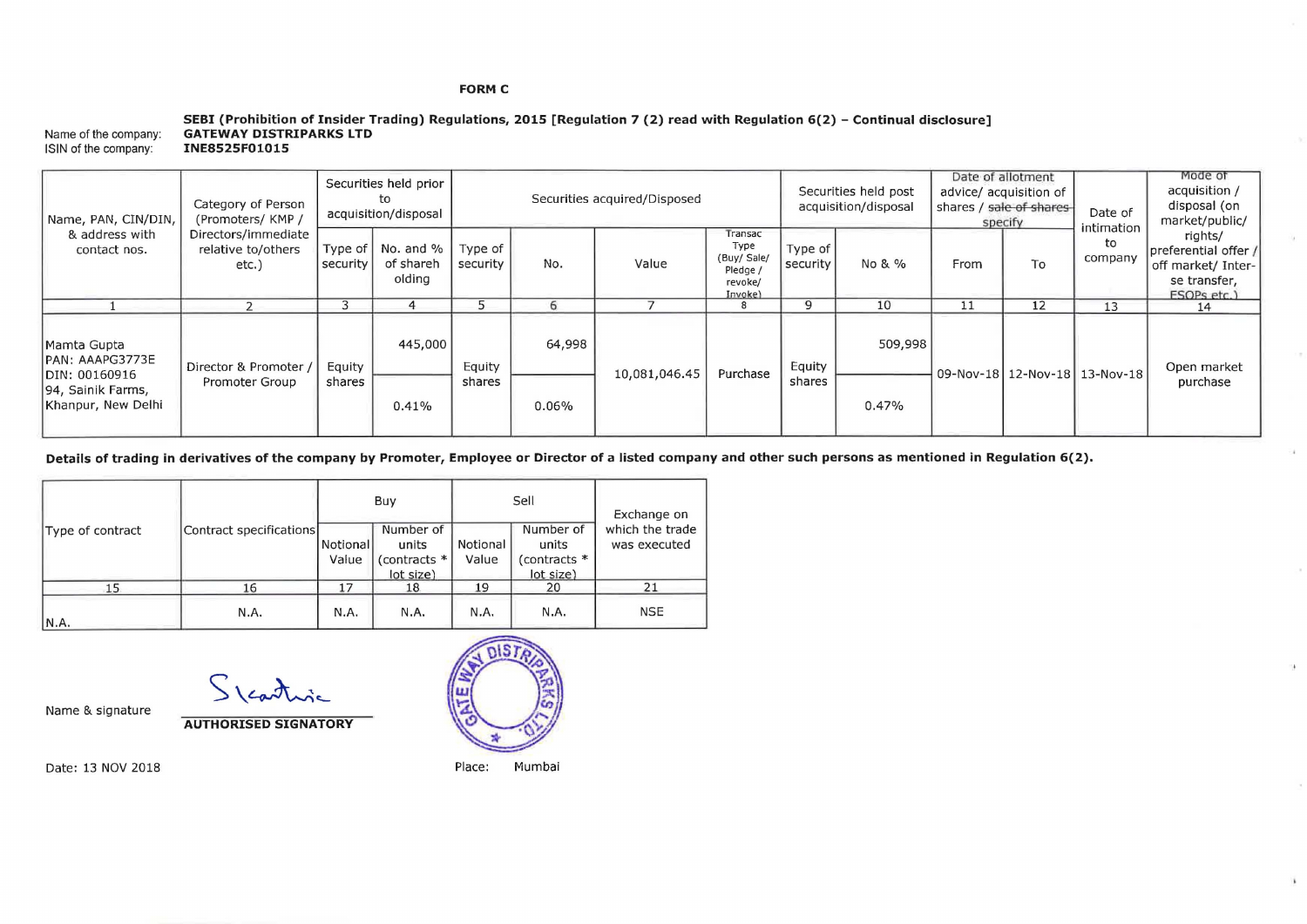**FORM C**

**SEBI (Prohibition of Insider Trading) Regulations, 2015 [Regulation 7 (2) read with Regulation 6(2) – Continual disclosure]**

Name of the company: **GATEWAY DISTRIPARKS LTD**

ISIN of the company: **INE8525F01015**

| Name, PAN, CIN/DIN, & address with contact nos. | Category of Person (Promoters/ KMP / Directors/immediate relative to/others etc.) | Securities held prior to acquisition/disposal | | Securities acquired/Disposed | | | | Securities held post acquisition/disposal | | Date of allotment advice/ acquisition of shares / ~~sale of shares~~ specify | | Date of intimation to company | Mode of acquisition / disposal (on market/public/ rights/ preferential offer / off market/ Inter-se transfer, ESOPs etc.) |
|---|---|---|---|---|---|---|---|---|---|---|---|---|---|
| | | Type of security | No. and % of shareholding | Type of security | No. | Value | Transac Type (Buy/ Sale/ Pledge / revoke/ Invoke) | Type of security | No & % | From | To | | |
| 1 | 2 | 3 | 4 | 5 | 6 | 7 | 8 | 9 | 10 | 11 | 12 | 13 | 14 |
| Mamta Gupta<br>PAN: AAAPG3773E<br>DIN: 00160916<br>94, Sainik Farms, Khanpur, New Delhi | Director & Promoter / Promoter Group | Equity shares | 445,000<br>0.41% | Equity shares | 64,998<br>0.06% | 10,081,046.45 | Purchase | Equity shares | 509,998<br>0.47% | 09-Nov-18 | 12-Nov-18 | 13-Nov-18 | Open market purchase |

**Details of trading in derivatives of the company by Promoter, Employee or Director of a listed company and other such persons as mentioned in Regulation 6(2).**

| Type of contract | Contract specifications | Buy | | Sell | | Exchange on which the trade was executed |
|---|---|---|---|---|---|---|
| | | Notional Value | Number of units (contracts * lot size) | Notional Value | Number of units (contracts * lot size) | |
| 15 | 16 | 17 | 18 | 19 | 20 | 21 |
| N.A. | N.A. | N.A. | N.A. | N.A. | N.A. | NSE |

Name & signature

**AUTHORISED SIGNATORY**

Date: 13 NOV 2018

Place: Mumbai